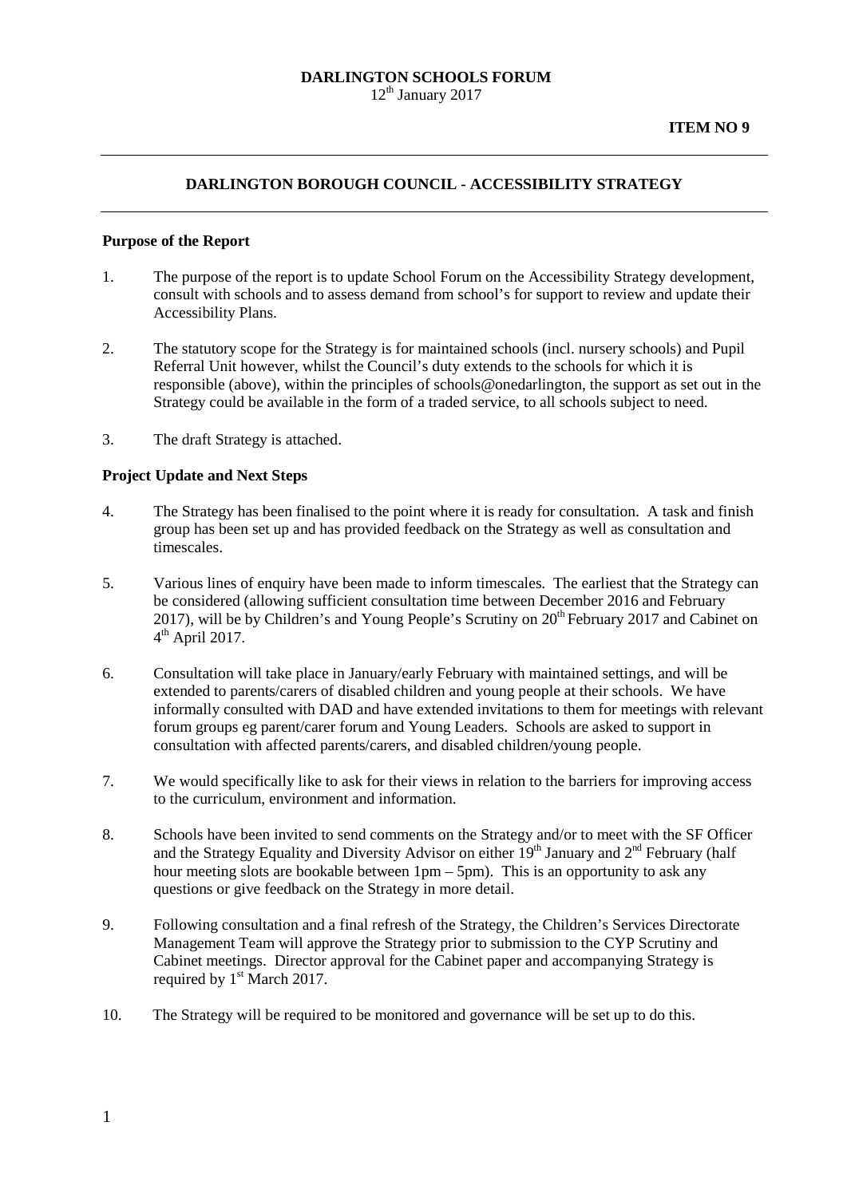**DARLINGTON SCHOOLS FORUM**
12th January 2017

**ITEM NO 9**

---

## DARLINGTON BOROUGH COUNCIL - ACCESSIBILITY STRATEGY

---

### Purpose of the Report

1. The purpose of the report is to update School Forum on the Accessibility Strategy development, consult with schools and to assess demand from school's for support to review and update their Accessibility Plans.

2. The statutory scope for the Strategy is for maintained schools (incl. nursery schools) and Pupil Referral Unit however, whilst the Council's duty extends to the schools for which it is responsible (above), within the principles of schools@onedarlington, the support as set out in the Strategy could be available in the form of a traded service, to all schools subject to need.

3. The draft Strategy is attached.

### Project Update and Next Steps

4. The Strategy has been finalised to the point where it is ready for consultation. A task and finish group has been set up and has provided feedback on the Strategy as well as consultation and timescales.

5. Various lines of enquiry have been made to inform timescales. The earliest that the Strategy can be considered (allowing sufficient consultation time between December 2016 and February 2017), will be by Children's and Young People's Scrutiny on 20th February 2017 and Cabinet on 4th April 2017.

6. Consultation will take place in January/early February with maintained settings, and will be extended to parents/carers of disabled children and young people at their schools. We have informally consulted with DAD and have extended invitations to them for meetings with relevant forum groups eg parent/carer forum and Young Leaders. Schools are asked to support in consultation with affected parents/carers, and disabled children/young people.

7. We would specifically like to ask for their views in relation to the barriers for improving access to the curriculum, environment and information.

8. Schools have been invited to send comments on the Strategy and/or to meet with the SF Officer and the Strategy Equality and Diversity Advisor on either 19th January and 2nd February (half hour meeting slots are bookable between 1pm – 5pm). This is an opportunity to ask any questions or give feedback on the Strategy in more detail.

9. Following consultation and a final refresh of the Strategy, the Children's Services Directorate Management Team will approve the Strategy prior to submission to the CYP Scrutiny and Cabinet meetings. Director approval for the Cabinet paper and accompanying Strategy is required by 1st March 2017.

10. The Strategy will be required to be monitored and governance will be set up to do this.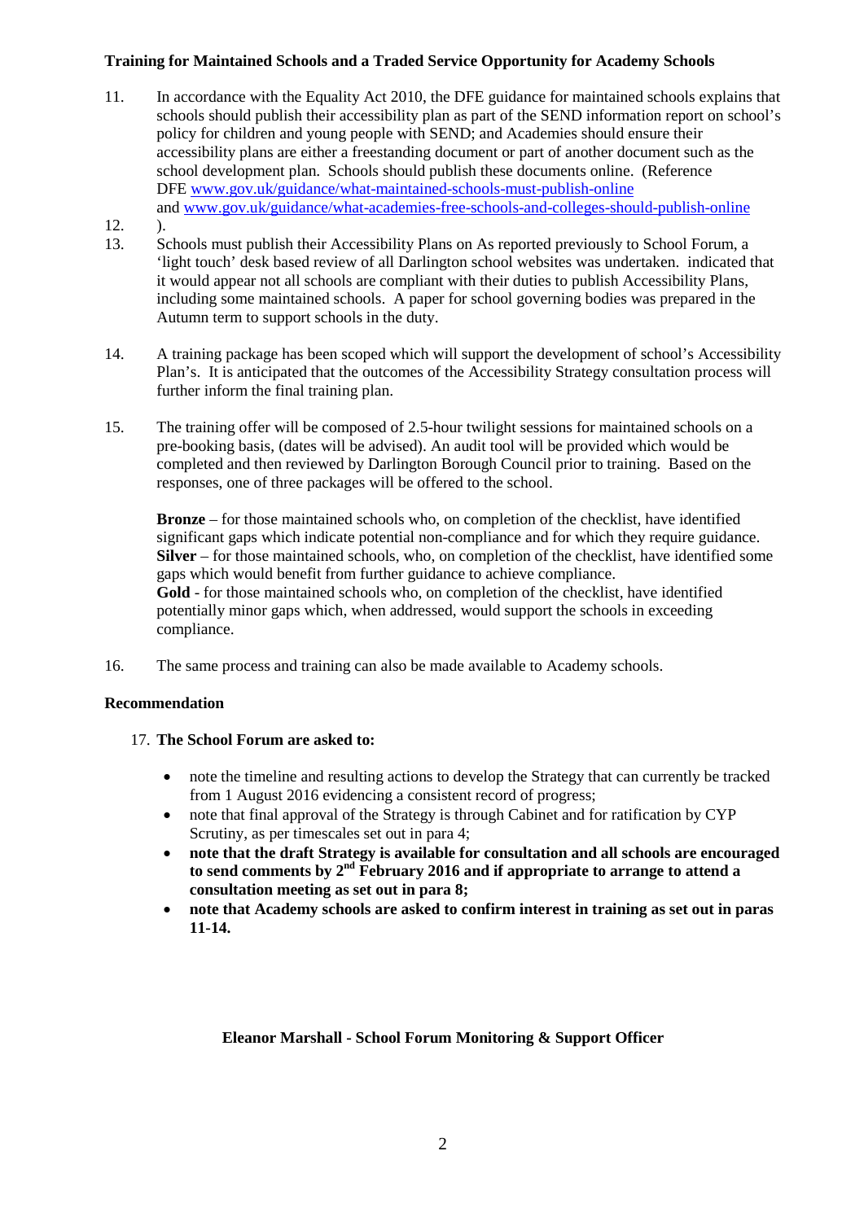**Training for Maintained Schools and a Traded Service Opportunity for Academy Schools**

11. In accordance with the Equality Act 2010, the DFE guidance for maintained schools explains that schools should publish their accessibility plan as part of the SEND information report on school's policy for children and young people with SEND; and Academies should ensure their accessibility plans are either a freestanding document or part of another document such as the school development plan. Schools should publish these documents online. (Reference DFE www.gov.uk/guidance/what-maintained-schools-must-publish-online and www.gov.uk/guidance/what-academies-free-schools-and-colleges-should-publish-online
12. ).
13. Schools must publish their Accessibility Plans on As reported previously to School Forum, a 'light touch' desk based review of all Darlington school websites was undertaken. indicated that it would appear not all schools are compliant with their duties to publish Accessibility Plans, including some maintained schools. A paper for school governing bodies was prepared in the Autumn term to support schools in the duty.

14. A training package has been scoped which will support the development of school's Accessibility Plan's. It is anticipated that the outcomes of the Accessibility Strategy consultation process will further inform the final training plan.

15. The training offer will be composed of 2.5-hour twilight sessions for maintained schools on a pre-booking basis, (dates will be advised). An audit tool will be provided which would be completed and then reviewed by Darlington Borough Council prior to training. Based on the responses, one of three packages will be offered to the school.

    **Bronze** – for those maintained schools who, on completion of the checklist, have identified significant gaps which indicate potential non-compliance and for which they require guidance.
    **Silver** – for those maintained schools, who, on completion of the checklist, have identified some gaps which would benefit from further guidance to achieve compliance.
    **Gold** - for those maintained schools who, on completion of the checklist, have identified potentially minor gaps which, when addressed, would support the schools in exceeding compliance.

16. The same process and training can also be made available to Academy schools.

**Recommendation**

17. **The School Forum are asked to:**

    - note the timeline and resulting actions to develop the Strategy that can currently be tracked from 1 August 2016 evidencing a consistent record of progress;
    - note that final approval of the Strategy is through Cabinet and for ratification by CYP Scrutiny, as per timescales set out in para 4;
    - **note that the draft Strategy is available for consultation and all schools are encouraged to send comments by 2nd February 2016 and if appropriate to arrange to attend a consultation meeting as set out in para 8;**
    - **note that Academy schools are asked to confirm interest in training as set out in paras 11-14.**

**Eleanor Marshall - School Forum Monitoring & Support Officer**